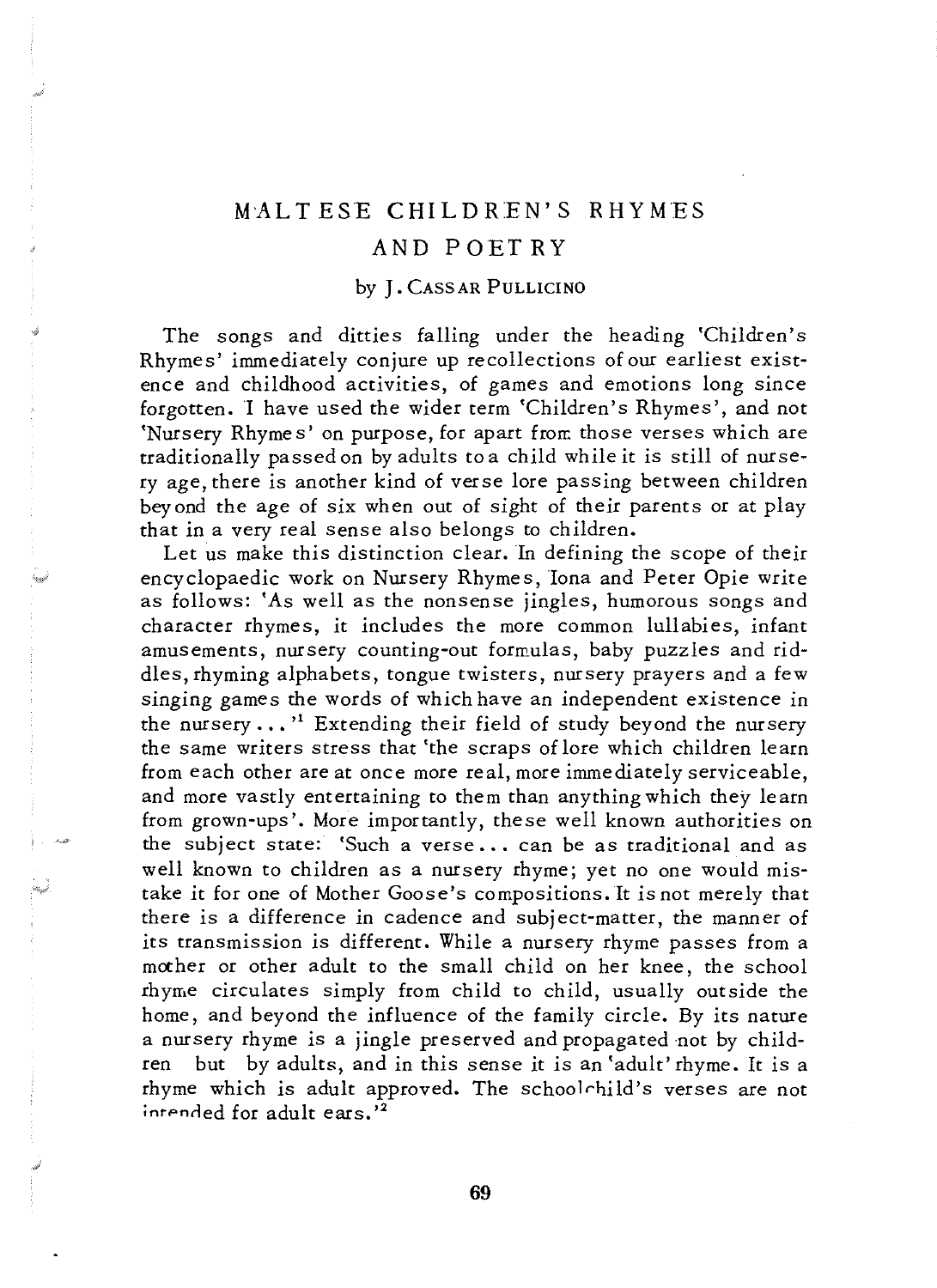# MALTESE CHILDREN'S RHYMES AND POETRY

by J. CASSAR PULLICINO

The songs and ditties falling under the heading 'Children's Rhymes' immediately conjure up recollections of our earliest existence and childhood activities, of games and emotions long since forgotten. I have used the wider term 'Children's Rhymes', and not 'Nursery Rhymes' on purpose, for apart from those verses which are traditionally passed on by adults to a child while it is still of nursery age, there is another kind of verse lore passing between children beyond the age of six when out of sight of their parents or at play that in a very real sense also belongs to children.

Let us make this distinction clear. In defining the scope of their encyclopaedic work on Nursery Rhymes, Iona and Peter Opie write as follows: 'As well as the nonsense jingles, humorous songs and character rhymes, it includes the more common lullabies, infant amusements, nursery counting-out formulas, baby puzzles and riddles, rhyming alphabets, tongue twisters, nursery prayers and a few singing games the words of which have an independent existence in the nursery ...'[1] Extending their field of study beyond the nursery the same writers stress that 'the scraps of lore which children learn from each other are at once more real, more immediately serviceable, and more vastly entertaining to them than anything which they learn from grown-ups'. More importantly, these well known authorities on the subject state: 'Such a verse ... can be as traditional and as well known to children as a nursery rhyme; yet no one would mistake it for one of Mother Goose's compositions. It is not merely that there is a difference in cadence and subject-matter, the manner of its transmission is different. While a nursery rhyme passes from a mother or other adult to the small child on her knee, the school rhyme circulates simply from child to child, usually outside the home, and beyond the influence of the family circle. By its nature a nursery rhyme is a jingle preserved and propagated not by children but by adults, and in this sense it is an 'adult' rhyme. It is a rhyme which is adult approved. The schoolchild's verses are not intended for adult ears.'[2]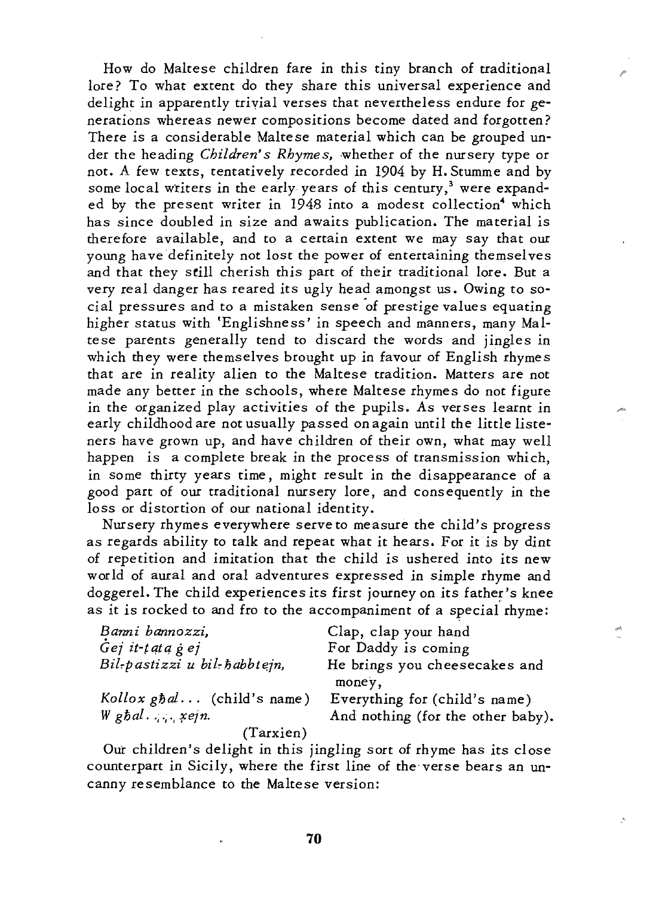How do Maltese children fare in this tiny branch of traditional lore? To what extent do they share this universal experience and delight in apparently trivial verses that nevertheless endure for generations whereas newer compositions become dated and forgotten? There is a considerable Maltese material which can be grouped under the heading *Children's Rhymes*, whether of the nursery type or not. A few texts, tentatively recorded in 1904 by H. Stumme and by some local writers in the early years of this century,[3] were expanded by the present writer in 1948 into a modest collection[4] which has since doubled in size and awaits publication. The material is therefore available, and to a certain extent we may say that our young have definitely not lost the power of entertaining themselves and that they still cherish this part of their traditional lore. But a very real danger has reared its ugly head amongst us. Owing to social pressures and to a mistaken sense of prestige values equating higher status with 'Englishness' in speech and manners, many Maltese parents generally tend to discard the words and jingles in which they were themselves brought up in favour of English rhymes that are in reality alien to the Maltese tradition. Matters are not made any better in the schools, where Maltese rhymes do not figure in the organized play activities of the pupils. As verses learnt in early childhood are not usually passed on again until the little listeners have grown up, and have children of their own, what may well happen is a complete break in the process of transmission which, in some thirty years time, might result in the disappearance of a good part of our traditional nursery lore, and consequently in the loss or distortion of our national identity.

Nursery rhymes everywhere serve to measure the child's progress as regards ability to talk and repeat what it hears. For it is by dint of repetition and imitation that the child is ushered into its new world of aural and oral adventures expressed in simple rhyme and doggerel. The child experiences its first journey on its father's knee as it is rocked to and fro to the accompaniment of a special rhyme:

| | |
|---|---|
| *Banni bannozzi,* | Clap, clap your hand |
| *Ġej it-tata ġej* | For Daddy is coming |
| *Bil-pastizzi u bil-ħabbtejn,* | He brings you cheesecakes and money, |
| *Kollox għal...* (child's name) | Everything for (child's name) |
| *W għal...... xejn.* | And nothing (for the other baby). |
| (Tarxien) | |

Our children's delight in this jingling sort of rhyme has its close counterpart in Sicily, where the first line of the verse bears an uncanny resemblance to the Maltese version: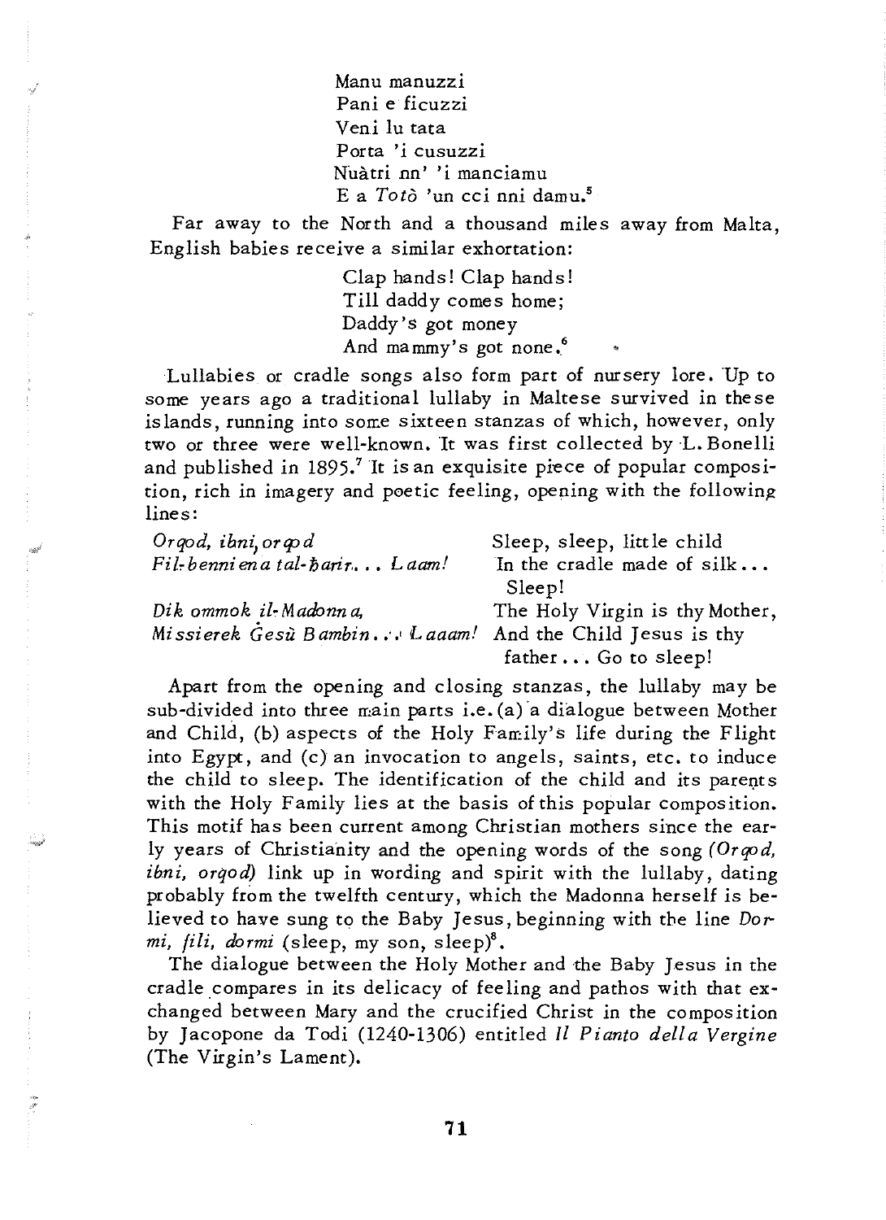Manu manuzzi  
Pani e ficuzzi  
Veni lu tata  
Porta 'i cusuzzi  
Nuàtri nn' 'i manciamu  
E a *Totò* 'un cci nni damu.[5]

Far away to the North and a thousand miles away from Malta, English babies receive a similar exhortation:

Clap hands! Clap hands!  
Till daddy comes home;  
Daddy's got money  
And mammy's got none.[6]

Lullabies or cradle songs also form part of nursery lore. Up to some years ago a traditional lullaby in Maltese survived in these islands, running into some sixteen stanzas of which, however, only two or three were well-known. It was first collected by L. Bonelli and published in 1895.[7] It is an exquisite piece of popular composition, rich in imagery and poetic feeling, opening with the following lines:

| | |
|---|---|
| *Orqod, ibni, orqod* | Sleep, sleep, little child |
| *Fil-benniena tal-ħarir... Laam!* | In the cradle made of silk... Sleep! |
| *Dik ommok il-Madonna,* | The Holy Virgin is thy Mother, |
| *Missierek Ġesù Bambin... Laaam!* | And the Child Jesus is thy father... Go to sleep! |

Apart from the opening and closing stanzas, the lullaby may be sub-divided into three main parts i.e. (a) a dialogue between Mother and Child, (b) aspects of the Holy Family's life during the Flight into Egypt, and (c) an invocation to angels, saints, etc. to induce the child to sleep. The identification of the child and its parents with the Holy Family lies at the basis of this popular composition. This motif has been current among Christian mothers since the early years of Christianity and the opening words of the song *(Orqod, ibni, orqod)* link up in wording and spirit with the lullaby, dating probably from the twelfth century, which the Madonna herself is believed to have sung to the Baby Jesus, beginning with the line *Dormi, fili, dormi* (sleep, my son, sleep)[8].

The dialogue between the Holy Mother and the Baby Jesus in the cradle compares in its delicacy of feeling and pathos with that exchanged between Mary and the crucified Christ in the composition by Jacopone da Todi (1240-1306) entitled *Il Pianto della Vergine* (The Virgin's Lament).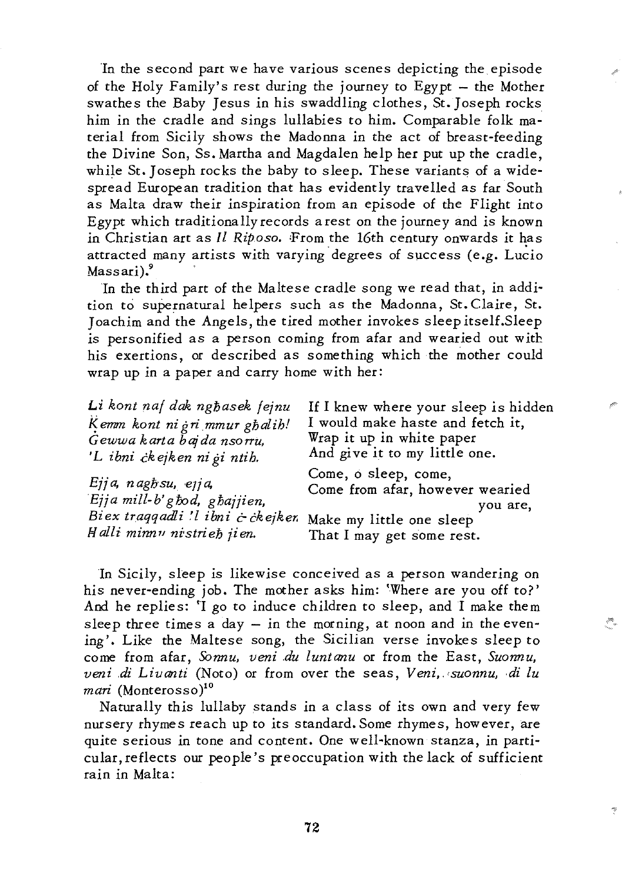In the second part we have various scenes depicting the episode of the Holy Family's rest during the journey to Egypt – the Mother swathes the Baby Jesus in his swaddling clothes, St. Joseph rocks him in the cradle and sings lullabies to him. Comparable folk material from Sicily shows the Madonna in the act of breast-feeding the Divine Son, Ss. Martha and Magdalen help her put up the cradle, while St. Joseph rocks the baby to sleep. These variants of a widespread European tradition that has evidently travelled as far South as Malta draw their inspiration from an episode of the Flight into Egypt which traditionally records a rest on the journey and is known in Christian art as *Il Riposo*. From the 16th century onwards it has attracted many artists with varying degrees of success (e.g. Lucio Massari).[9]

In the third part of the Maltese cradle song we read that, in addition to supernatural helpers such as the Madonna, St. Claire, St. Joachim and the Angels, the tired mother invokes sleep itself. Sleep is personified as a person coming from afar and wearied out with his exertions, or described as something which the mother could wrap up in a paper and carry home with her:

| | |
|---|---|
| *Li kont naf dak ngħasek fejnu* | If I knew where your sleep is hidden |
| *Kemm kont niġri mmur għalih!* | I would make haste and fetch it, |
| *Ġewwa karta bajda nsorru,* | Wrap it up in white paper |
| *'L ibni ċkejken niġi ntih.* | And give it to my little one. |
| *Ejja, ngħasu, ejja,* | Come, o sleep, come, |
| *Ejja mill-b'għod, għajjien,* | Come from afar, however wearied you are, |
| *Biex traqqadli 'l ibni ċ-ċkejken* | Make my little one sleep |
| *Ħalli minnu nistrieħ jien.* | That I may get some rest. |

In Sicily, sleep is likewise conceived as a person wandering on his never-ending job. The mother asks him: 'Where are you off to?' And he replies: 'I go to induce children to sleep, and I make them sleep three times a day – in the morning, at noon and in the evening'. Like the Maltese song, the Sicilian verse invokes sleep to come from afar, *Sonnu, veni du luntanu* or from the East, *Suonnu, veni di Livanti* (Noto) or from over the seas, *Veni, suonnu, di lu mari* (Monterosso)[10]

Naturally this lullaby stands in a class of its own and very few nursery rhymes reach up to its standard. Some rhymes, however, are quite serious in tone and content. One well-known stanza, in particular, reflects our people's preoccupation with the lack of sufficient rain in Malta: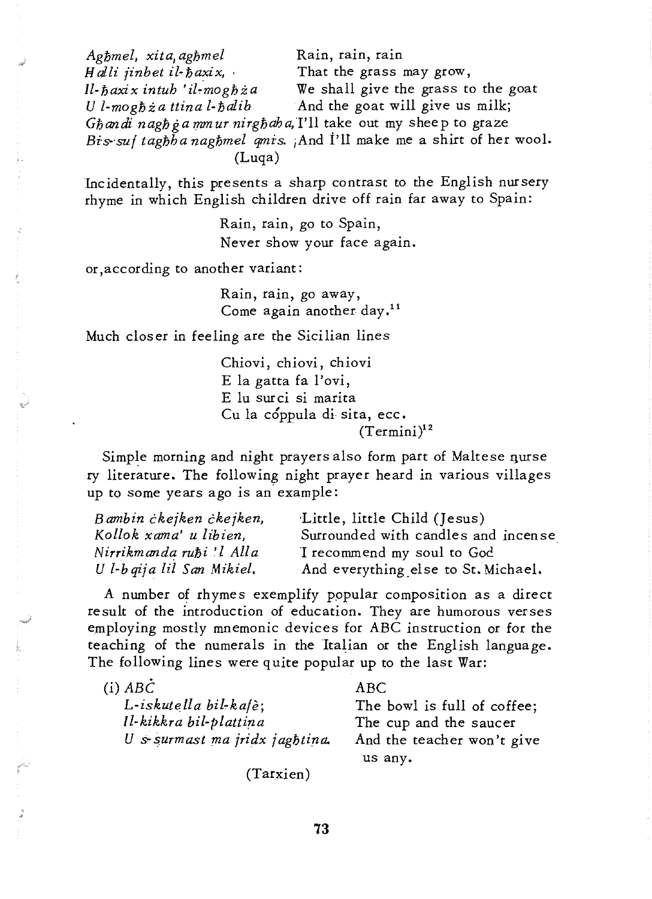| | |
|---|---|
| *Agħmel, xita, agħmel* | Rain, rain, rain |
| *Ħalli jinbet il-ħaxix,* | That the grass may grow, |
| *Il-ħaxix intuh 'il-mogħża* | We shall give the grass to the goat |
| *U l-mogħża ttina l-ħalib* | And the goat will give us milk; |
| *Għandi nagħġa mmur nirgħaha,* | I'll take out my sheep to graze |
| *Bis-suf tagħha nagħmel qmis.* | And I'll make me a shirt of her wool. |

(Luqa)

Incidentally, this presents a sharp contrast to the English nursery rhyme in which English children drive off rain far away to Spain:

> Rain, rain, go to Spain,
> Never show your face again.

or, according to another variant:

> Rain, rain, go away,
> Come again another day.[11]

Much closer in feeling are the Sicilian lines

> Chiovi, chiovi, chiovi
> E la gatta fa l'ovi,
> E lu surci si marita
> Cu la cóppula di sita, ecc.
>
> (Termini)[12]

Simple morning and night prayers also form part of Maltese nursery literature. The following night prayer heard in various villages up to some years ago is an example:

| | |
|---|---|
| *Bambin ċkejken ċkejken,* | Little, little Child (Jesus) |
| *Kollok xama' u libien,* | Surrounded with candles and incense |
| *Nirrikmanda ruħi 'l Alla* | I recommend my soul to God |
| *U l-bqija lil San Mikiel.* | And everything else to St. Michael. |

A number of rhymes exemplify popular composition as a direct result of the introduction of education. They are humorous verses employing mostly mnemonic devices for ABC instruction or for the teaching of the numerals in the Italian or the English language. The following lines were quite popular up to the last War:

| | |
|---|---|
| (i) *ABĊ* | ABC |
| *L-iskutella bil-kafè;* | The bowl is full of coffee; |
| *Il-kikkra bil-plattina* | The cup and the saucer |
| *U s-surmast ma jridx jagħtina.* | And the teacher won't give us any. |

(Tarxien)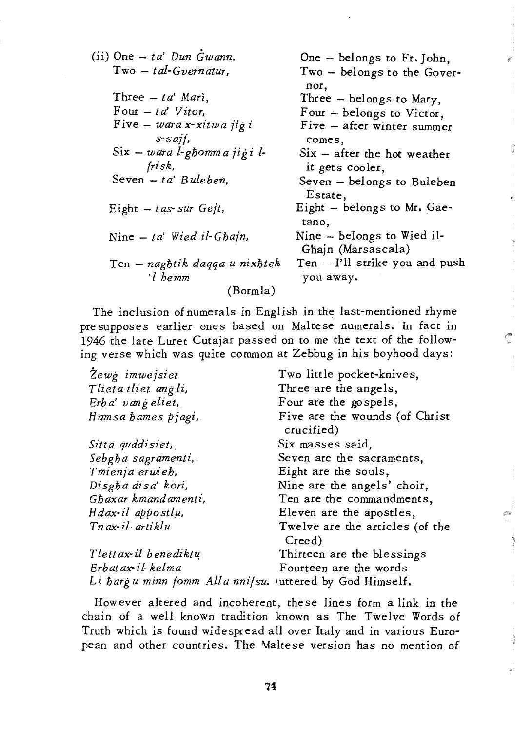| | |
|---|---|
| (ii) One – *ta' Dun Ġwann,* | One – belongs to Fr. John, |
| Two – *tal-Gvernatur,* | Two – belongs to the Governor, |
| Three – *ta' Marì,* | Three – belongs to Mary, |
| Four – *ta' Vitor,* | Four – belongs to Victor, |
| Five – *wara x-xitwa jiġi s-sajf,* | Five – after winter summer comes, |
| Six – *wara l-għomma jiġi l-frisk,* | Six – after the hot weather it gets cooler, |
| Seven – *ta' Buleben,* | Seven – belongs to Buleben Estate, |
| Eight – *tas-sur Gejt,* | Eight – belongs to Mr. Gaetano, |
| Nine – *ta' Wied il-Għajn,* | Nine – belongs to Wied il-Ghajn (Marsascala) |
| Ten – *nagħtik daqqa u nixħtek 'l hemm* | Ten – I'll strike you and push you away. |

(Bormla)

The inclusion of numerals in English in the last-mentioned rhyme presupposes earlier ones based on Maltese numerals. In fact in 1946 the late Luret Cutajar passed on to me the text of the following verse which was quite common at Zebbug in his boyhood days:

| | |
|---|---|
| *Żewġ imwejsiet* | Two little pocket-knives, |
| *Tlieta tliet anġli,* | Three are the angels, |
| *Erba' vanġeliet,* | Four are the gospels, |
| *Ħamsa ħames pjagi,* | Five are the wounds (of Christ crucified) |
| *Sitta quddisiet,* | Six masses said, |
| *Sebgħa sagramenti,* | Seven are the sacraments, |
| *Tmienja erwieħ,* | Eight are the souls, |
| *Disgħa disa' kori,* | Nine are the angels' choir, |
| *Għaxar kmandamenti,* | Ten are the commandments, |
| *Ħdax-il appostlu,* | Eleven are the apostles, |
| *Tnax-il artiklu* | Twelve are the articles (of the Creed) |
| *Tlettax-il benediktu* | Thirteen are the blessings |
| *Erbatax-il kelma* | Fourteen are the words |
| *Li ħarġu minn fomm Alla nnifsu.* | uttered by God Himself. |

However altered and incoherent, these lines form a link in the chain of a well known tradition known as The Twelve Words of Truth which is found widespread all over Italy and in various European and other countries. The Maltese version has no mention of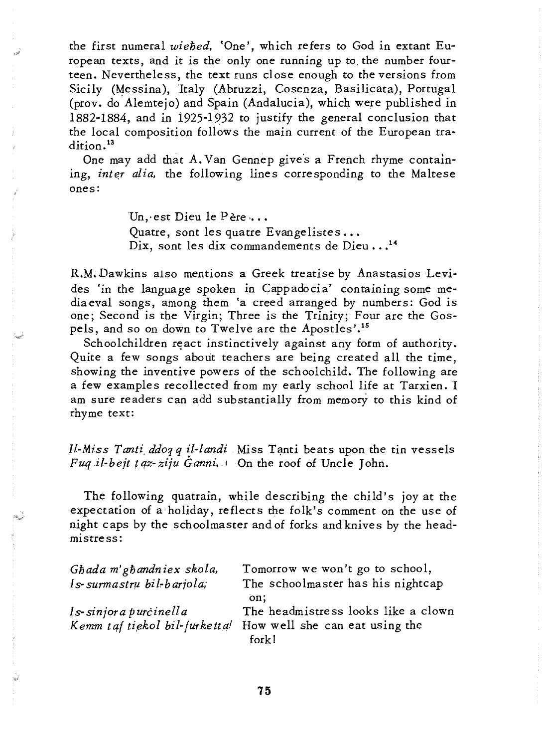the first numeral *wieħed*, 'One', which refers to God in extant European texts, and it is the only one running up to the number fourteen. Nevertheless, the text runs close enough to the versions from Sicily (Messina), Italy (Abruzzi, Cosenza, Basilicata), Portugal (prov. do Alemtejo) and Spain (Andalucia), which were published in 1882-1884, and in 1925-1932 to justify the general conclusion that the local composition follows the main current of the European tradition.[13]

One may add that A. Van Gennep gives a French rhyme containing, *inter alia*, the following lines corresponding to the Maltese ones:

> Un, est Dieu le Père . . .
> Quatre, sont les quatre Evangelistes . . .
> Dix, sont les dix commandements de Dieu . . .[14]

R.M. Dawkins also mentions a Greek treatise by Anastasios Levides 'in the language spoken in Cappadocia' containing some mediaeval songs, among them 'a creed arranged by numbers: God is one; Second is the Virgin; Three is the Trinity; Four are the Gospels, and so on down to Twelve are the Apostles'.[15]

Schoolchildren react instinctively against any form of authority. Quite a few songs about teachers are being created all the time, showing the inventive powers of the schoolchild. The following are a few examples recollected from my early school life at Tarxien. I am sure readers can add substantially from memory to this kind of rhyme text:

| | |
|---|---|
| *Il-Miss Tanti ddoqq il-landi* | Miss Tanti beats upon the tin vessels |
| *Fuq il-bejt taz-ziju Ġanni.* | On the roof of Uncle John. |

The following quatrain, while describing the child's joy at the expectation of a holiday, reflects the folk's comment on the use of night caps by the schoolmaster and of forks and knives by the headmistress:

| | |
|---|---|
| *Għada m'għandniex skola,* | Tomorrow we won't go to school, |
| *Is-surmastru bil-barjola;* | The schoolmaster has his nightcap on; |
| *Is-sinjora purċinella* | The headmistress looks like a clown |
| *Kemm taf tiekol bil-furketta!* | How well she can eat using the fork! |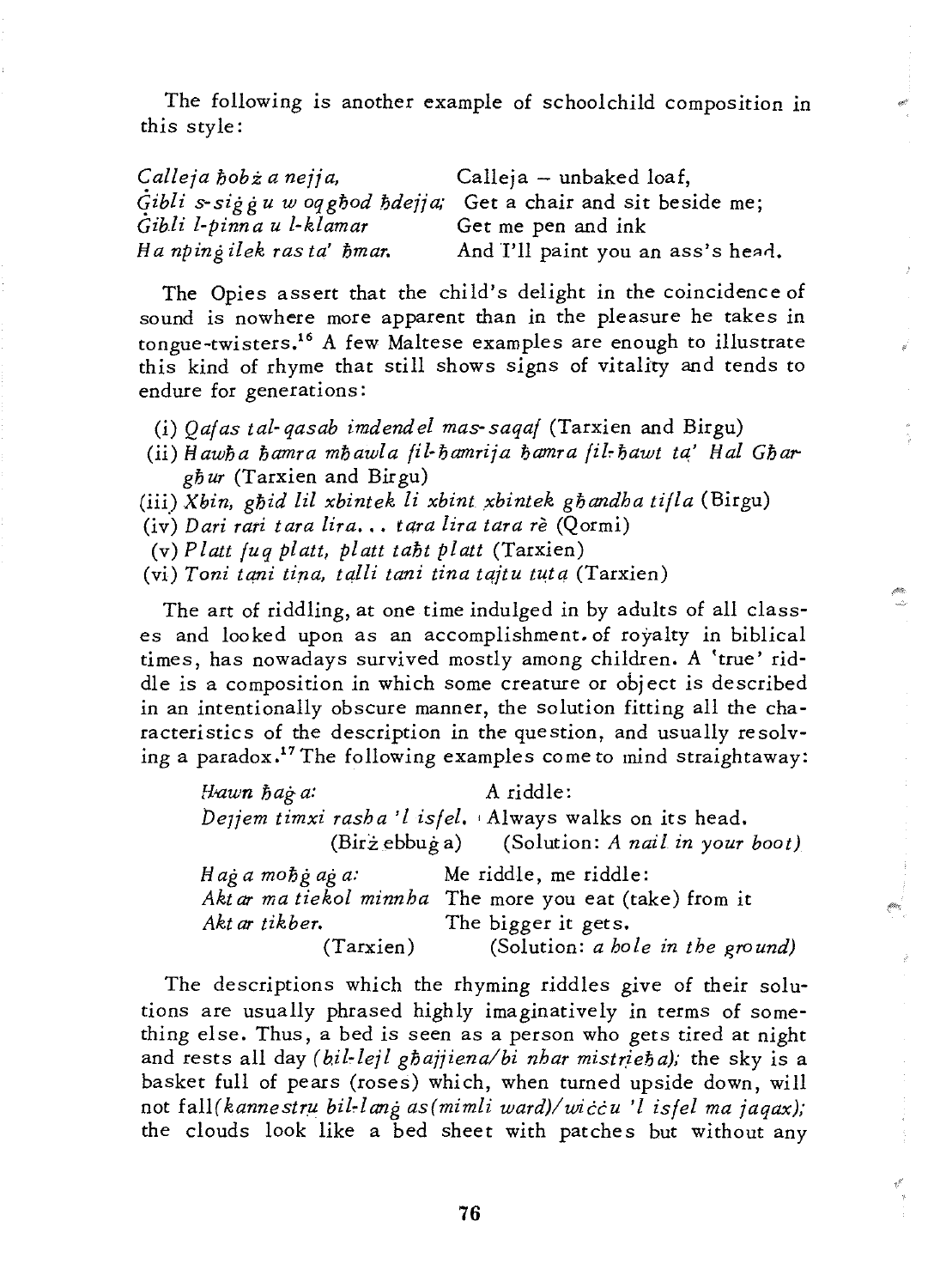The following is another example of schoolchild composition in this style:

| | |
|---|---|
| *Calleja ħobż a nejja,* | Calleja – unbaked loaf, |
| *Ġibli s-siġġu w oqgħod ħdejja;* | Get a chair and sit beside me; |
| *Ġibli l-pinna u l-klamar* | Get me pen and ink |
| *Ha npinġilek ras ta' ħmar.* | And I'll paint you an ass's head. |

The Opies assert that the child's delight in the coincidence of sound is nowhere more apparent than in the pleasure he takes in tongue-twisters.[16] A few Maltese examples are enough to illustrate this kind of rhyme that still shows signs of vitality and tends to endure for generations:

(i) *Qafas tal-qasab imdendel mas-saqaf* (Tarxien and Birgu)
(ii) *Ħawħa ħamra mħawla fil-ħamrija ħamra fil-ħawt ta' Ħal Għargħur* (Tarxien and Birgu)
(iii) *Xbin, għid lil xbintek li xbint xbintek għandha tifla* (Birgu)
(iv) *Dari rari tara lira... tara lira tara rè* (Qormi)
(v) *Platt fuq platt, platt taħt platt* (Tarxien)
(vi) *Toni tani tina, talli tani tina tajtu tuta* (Tarxien)

The art of riddling, at one time indulged in by adults of all classes and looked upon as an accomplishment of royalty in biblical times, has nowadays survived mostly among children. A 'true' riddle is a composition in which some creature or object is described in an intentionally obscure manner, the solution fitting all the characteristics of the description in the question, and usually resolving a paradox.[17] The following examples come to mind straightaway:

| | |
|---|---|
| *Ħawn ħaġa:* | A riddle: |
| *Dejjem timxi rasha 'l isfel.* | Always walks on its head. |
| (Birżebbuġa) | (Solution: *A nail in your boot*) |

| | |
|---|---|
| *Ħaġa moħġaġa:* | Me riddle, me riddle: |
| *Aktar ma tiekol minnha* | The more you eat (take) from it |
| *Aktar tikber.* | The bigger it gets. |
| (Tarxien) | (Solution: *a hole in the ground*) |

The descriptions which the rhyming riddles give of their solutions are usually phrased highly imaginatively in terms of something else. Thus, a bed is seen as a person who gets tired at night and rests all day *(bil-lejl għajjiena/bi nhar mistrieħa);* the sky is a basket full of pears (roses) which, when turned upside down, will not fall*(kannestru bil-lanġas(mimli ward)/wiċċu 'l isfel ma jaqax);* the clouds look like a bed sheet with patches but without any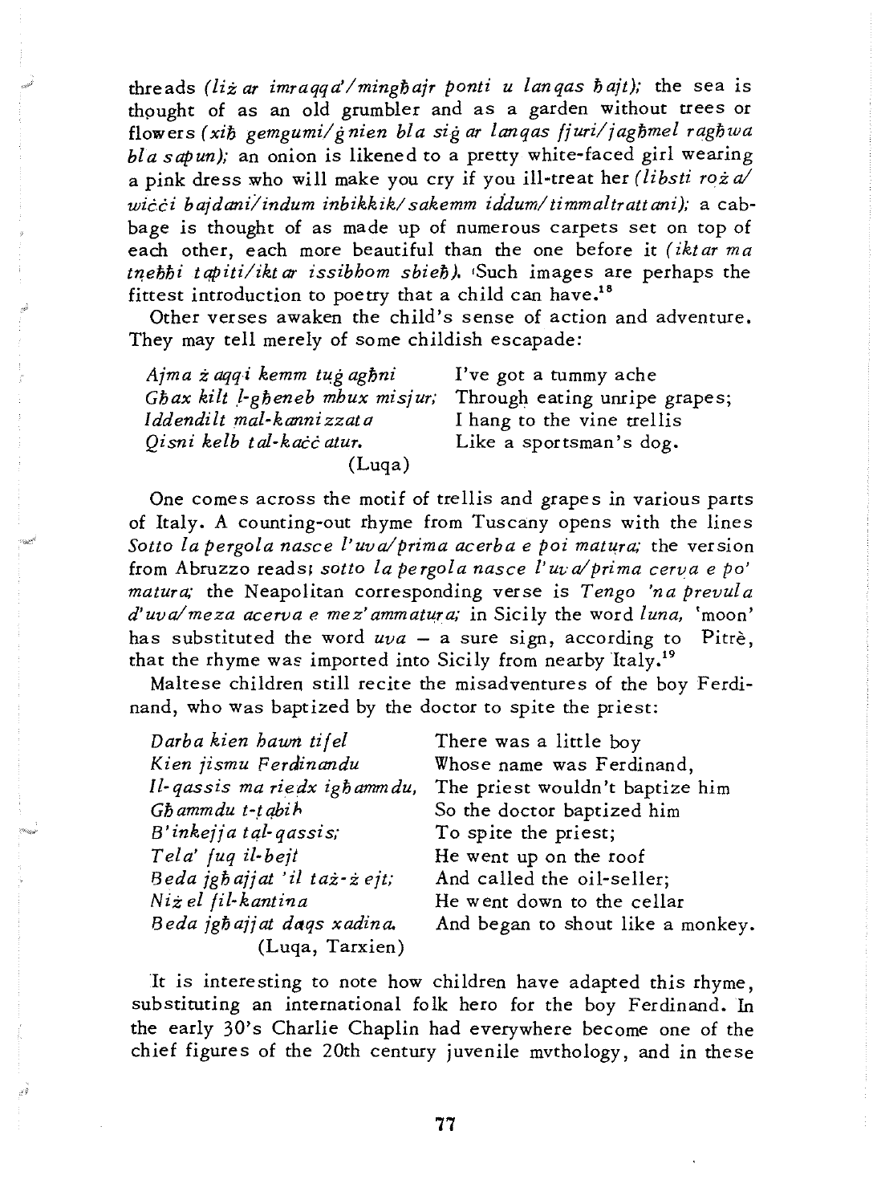threads *(liż ar imraqqa'/mingħajr ponti u lanqas ħajt);* the sea is thought of as an old grumbler and as a garden without trees or flowers *(xiħ gemgumi/ġnien bla siġar lanqas fjuri/jagħmel ragħwa bla sapun);* an onion is likened to a pretty white-faced girl wearing a pink dress who will make you cry if you ill-treat her *(libsti roża/wiċċi bajdani/indum inbikkik/sakemm iddum/timmaltrattani);* a cabbage is thought of as made up of numerous carpets set on top of each other, each more beautiful than the one before it *(iktar ma tneħħi tapiti/iktar issibhom sbieħ).* Such images are perhaps the fittest introduction to poetry that a child can have.[18]

Other verses awaken the child's sense of action and adventure. They may tell merely of some childish escapade:

| | |
|---|---|
| *Ajma żaqqi kemm tuġagħni* | I've got a tummy ache |
| *Għax kilt l-għeneb mhux misjur;* | Through eating unripe grapes; |
| *Iddendilt mal-kannizzata* | I hang to the vine trellis |
| *Qisni kelb tal-kaċċatur.* | Like a sportsman's dog. |
| (Luqa) | |

One comes across the motif of trellis and grapes in various parts of Italy. A counting-out rhyme from Tuscany opens with the lines *Sotto la pergola nasce l'uva/prima acerba e poi matura;* the version from Abruzzo reads: *sotto la pergola nasce l'uva/prima cerva e po' matura;* the Neapolitan corresponding verse is *Tengo 'na prevula d'uva/meza acerva e mez'ammatura;* in Sicily the word *luna,* 'moon' has substituted the word *uva* – a sure sign, according to Pitrè, that the rhyme was imported into Sicily from nearby Italy.[19]

Maltese children still recite the misadventures of the boy Ferdinand, who was baptized by the doctor to spite the priest:

| | |
|---|---|
| *Darba kien hawn tifel* | There was a little boy |
| *Kien jismu Ferdinandu* | Whose name was Ferdinand, |
| *Il-qassis ma riedx igħammdu,* | The priest wouldn't baptize him |
| *Għammdu t-tabib* | So the doctor baptized him |
| *B'inkejja tal-qassis;* | To spite the priest; |
| *Tela' fuq il-bejt* | He went up on the roof |
| *Beda jgħajjat 'il taż-żejt;* | And called the oil-seller; |
| *Niżel fil-kantina* | He went down to the cellar |
| *Beda jgħajjat daqs xadina.* | And began to shout like a monkey. |
| (Luqa, Tarxien) | |

It is interesting to note how children have adapted this rhyme, substituting an international folk hero for the boy Ferdinand. In the early 30's Charlie Chaplin had everywhere become one of the chief figures of the 20th century juvenile mythology, and in these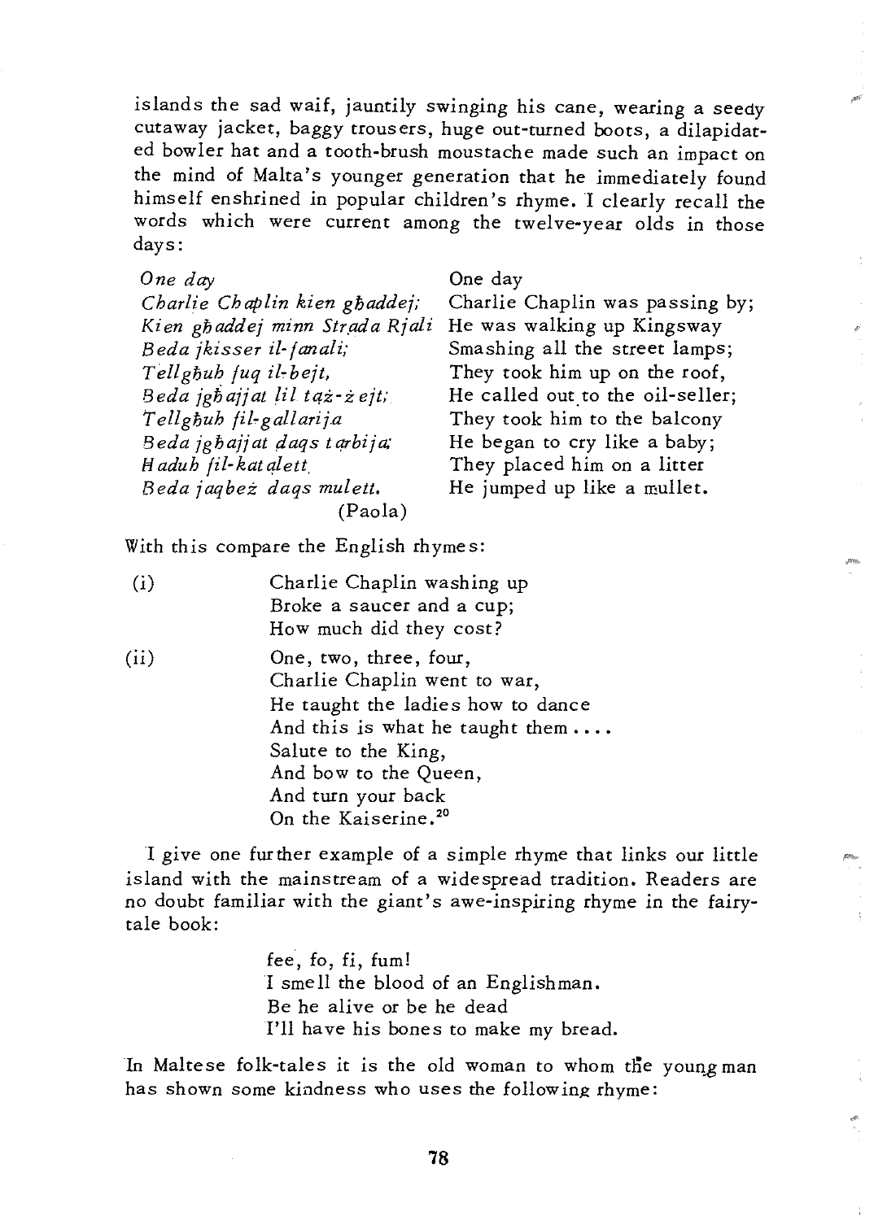islands the sad waif, jauntily swinging his cane, wearing a seedy cutaway jacket, baggy trousers, huge out-turned boots, a dilapidated bowler hat and a tooth-brush moustache made such an impact on the mind of Malta's younger generation that he immediately found himself enshrined in popular children's rhyme. I clearly recall the words which were current among the twelve-year olds in those days:

| | |
|---|---|
| *One day* | One day |
| *Charlie Chaplin kien għaddej;* | Charlie Chaplin was passing by; |
| *Kien għaddej minn Strada Rjali* | He was walking up Kingsway |
| *Beda jkisser il-fanali;* | Smashing all the street lamps; |
| *Tellgħuh fuq il-bejt,* | They took him up on the roof, |
| *Beda jgħajjat lil tażżejt;* | He called out to the oil-seller; |
| *Tellgħuh fil-gallarija* | They took him to the balcony |
| *Beda jgħajjat daqs tarbija;* | He began to cry like a baby; |
| *Haduh fil-katalett* | They placed him on a litter |
| *Beda jaqbeż daqs mulett.* | He jumped up like a mullet. |
| (Paola) | |

With this compare the English rhymes:

(i) Charlie Chaplin washing up  
Broke a saucer and a cup;  
How much did they cost?

(ii) One, two, three, four,  
Charlie Chaplin went to war,  
He taught the ladies how to dance  
And this is what he taught them ....  
Salute to the King,  
And bow to the Queen,  
And turn your back  
On the Kaiserine.[20]

I give one further example of a simple rhyme that links our little island with the mainstream of a widespread tradition. Readers are no doubt familiar with the giant's awe-inspiring rhyme in the fairy-tale book:

> fee, fo, fi, fum!  
> I smell the blood of an Englishman.  
> Be he alive or be he dead  
> I'll have his bones to make my bread.

In Maltese folk-tales it is the old woman to whom the young man has shown some kindness who uses the following rhyme: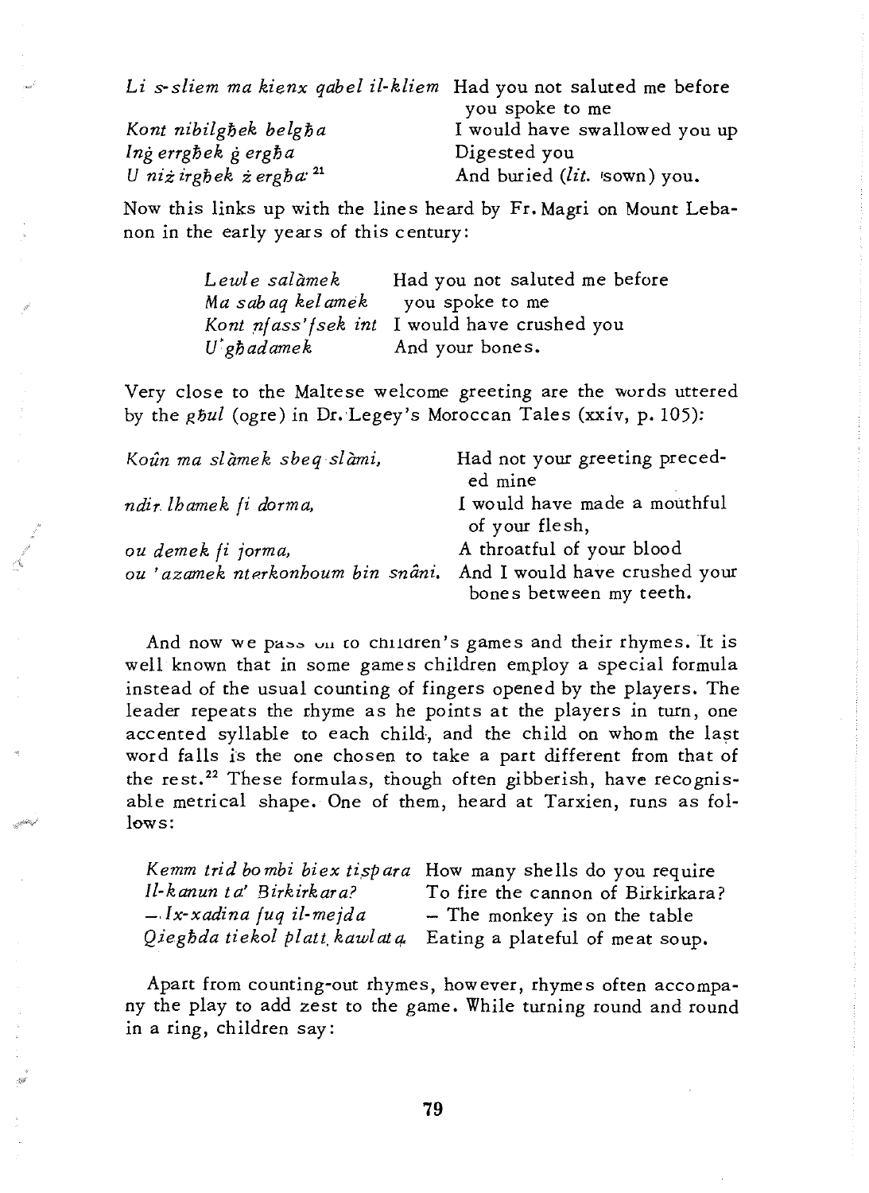| | |
|---|---|
| *Li s-sliem ma kienx qabel il-kliem* | Had you not saluted me before you spoke to me |
| *Kont nibilgħek belgħa* | I would have swallowed you up |
| *Inġ errgħek ġ ergħa* | Digested you |
| *U niż irgħek ż ergħa*[21] | And buried (*lit.* 'sown) you. |

Now this links up with the lines heard by Fr. Magri on Mount Lebanon in the early years of this century:

| | |
|---|---|
| *Lewle salàmek* | Had you not saluted me before |
| *Ma sabaq kelamek* | you spoke to me |
| *Kont nfass'fsek int* | I would have crushed you |
| *U'għadamek* | And your bones. |

Very close to the Maltese welcome greeting are the words uttered by the *għul* (ogre) in Dr. Legey's Moroccan Tales (xxiv, p. 105):

| | |
|---|---|
| *Koûn ma slàmek sbeq slàmi,* | Had not your greeting preceded mine |
| *ndir lhamek fi dorma,* | I would have made a mouthful of your flesh, |
| *ou demek fi jorma,* | A throatful of your blood |
| *ou 'azamek nterkonhoum bin snâni.* | And I would have crushed your bones between my teeth. |

And now we pass on to children's games and their rhymes. It is well known that in some games children employ a special formula instead of the usual counting of fingers opened by the players. The leader repeats the rhyme as he points at the players in turn, one accented syllable to each child, and the child on whom the last word falls is the one chosen to take a part different from that of the rest.[22] These formulas, though often gibberish, have recognisable metrical shape. One of them, heard at Tarxien, runs as follows:

| | |
|---|---|
| *Kemm trid bombi biex tispara* | How many shells do you require |
| *Il-kanun ta' Birkirkara?* | To fire the cannon of Birkirkara? |
| *– Ix-xadina fuq il-mejda* | – The monkey is on the table |
| *Qiegħda tiekol platt kawlata.* | Eating a plateful of meat soup. |

Apart from counting-out rhymes, however, rhymes often accompany the play to add zest to the game. While turning round and round in a ring, children say: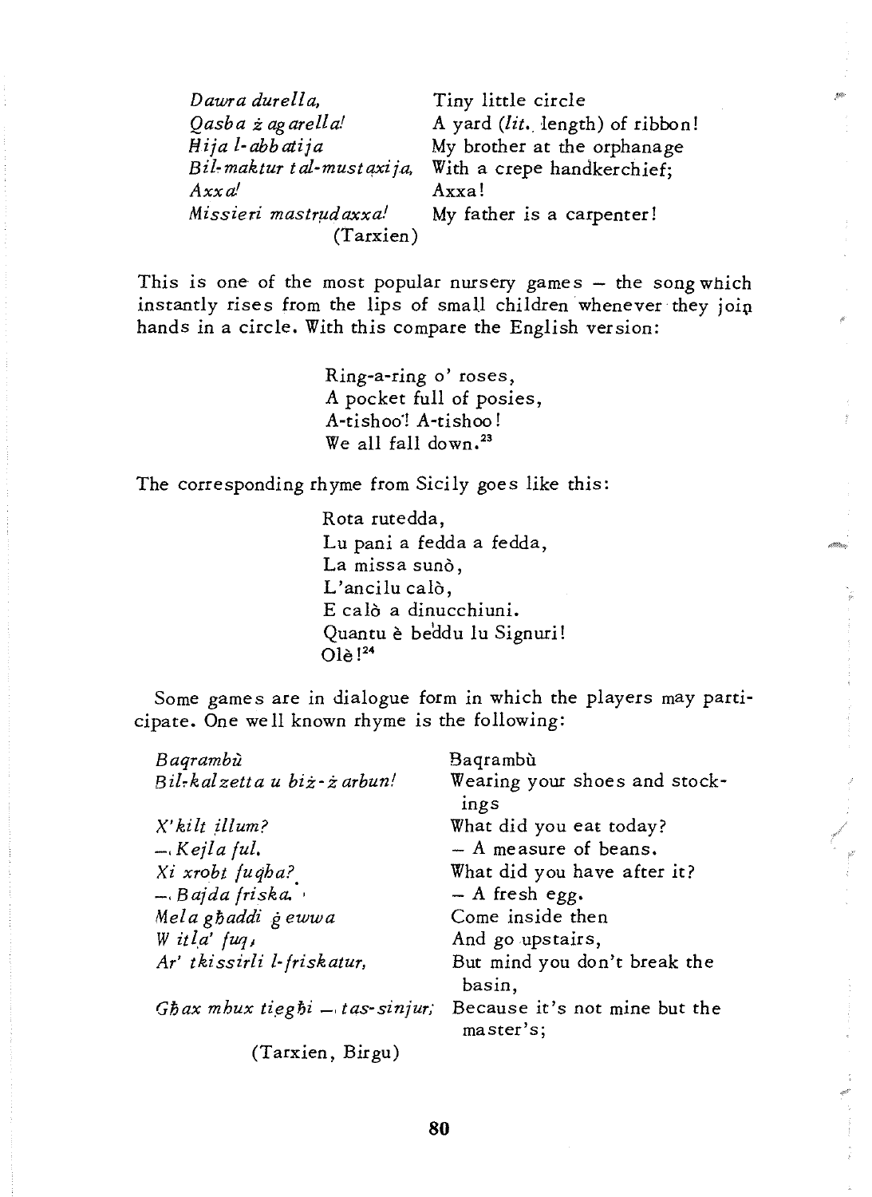| | |
|---|---|
| *Dawra durella,* | Tiny little circle |
| *Qasba ż ag arella!* | A yard (*lit.* length) of ribbon! |
| *Hija l-abbatija* | My brother at the orphanage |
| *Bil-maktur tal-mustaxija,* | With a crepe handkerchief; |
| *Axxa!* | Axxa! |
| *Missieri mastrudaxxa!* | My father is a carpenter! |
| (Tarxien) | |

This is one of the most popular nursery games – the song which instantly rises from the lips of small children whenever they join hands in a circle. With this compare the English version:

> Ring-a-ring o' roses,
> A pocket full of posies,
> A-tishoo! A-tishoo!
> We all fall down.[23]

The corresponding rhyme from Sicily goes like this:

> Rota rutedda,
> Lu pani a fedda a fedda,
> La missa sunò,
> L'ancilu calò,
> E calò a dinucchiuni.
> Quantu è beddu lu Signuri!
> Olè![24]

Some games are in dialogue form in which the players may participate. One well known rhyme is the following:

| | |
|---|---|
| *Baqrambù* | Baqrambù |
| *Bil-kalzetta u biż-żarbun!* | Wearing your shoes and stockings |
| *X'kilt illum?* | What did you eat today? |
| *– Kejla ful.* | – A measure of beans. |
| *Xi xrobt fuqha?* | What did you have after it? |
| *– Bajda friska.* | – A fresh egg. |
| *Mela għaddi ġewwa* | Come inside then |
| *W itla' fuq,* | And go upstairs, |
| *Ar' tkissirli l-friskatur,* | But mind you don't break the basin, |
| *Għax mhux tiegħi – tas-sinjur;* | Because it's not mine but the master's; |
| (Tarxien, Birgu) | |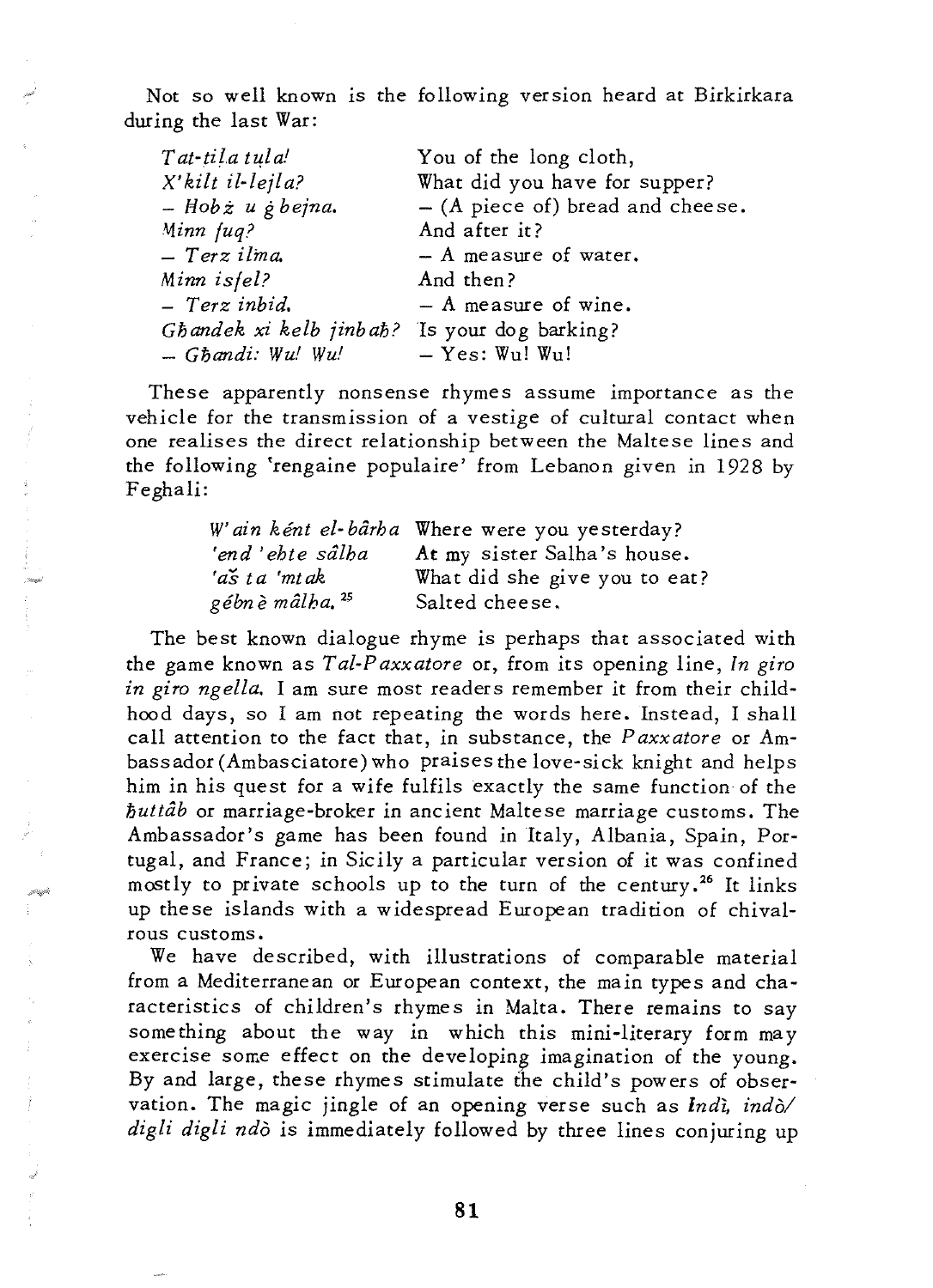Not so well known is the following version heard at Birkirkara during the last War:

| | |
|---|---|
| *Tat-tiḷa tuḷa!* | You of the long cloth, |
| *X'kilt il-lejla?* | What did you have for supper? |
| *– Hobż u ġbejna.* | – (A piece of) bread and cheese. |
| *Minn fuq?* | And after it? |
| *– Terz ilma.* | – A measure of water. |
| *Minn isfel?* | And then? |
| *– Terz inbid.* | – A measure of wine. |
| *Għandek xi kelb jinbaħ?* | Is your dog barking? |
| *– Għandi: Wu! Wu!* | – Yes: Wu! Wu! |

These apparently nonsense rhymes assume importance as the vehicle for the transmission of a vestige of cultural contact when one realises the direct relationship between the Maltese lines and the following 'rengaine populaire' from Lebanon given in 1928 by Feghali:

| | |
|---|---|
| *W'ainként el-bârha* | Where were you yesterday? |
| *'end 'ehte sâlha* | At my sister Salha's house. |
| *'aš ta 'mtak* | What did she give you to eat? |
| *gébnè mâlha.*[25] | Salted cheese. |

The best known dialogue rhyme is perhaps that associated with the game known as *Tal-Paxxatore* or, from its opening line, *In giro in giro ngella.* I am sure most readers remember it from their childhood days, so I am not repeating the words here. Instead, I shall call attention to the fact that, in substance, the *Paxxatore* or Ambassador (Ambasciatore) who praises the love-sick knight and helps him in his quest for a wife fulfils exactly the same function of the *ħuttâb* or marriage-broker in ancient Maltese marriage customs. The Ambassador's game has been found in Italy, Albania, Spain, Portugal, and France; in Sicily a particular version of it was confined mostly to private schools up to the turn of the century.[26] It links up these islands with a widespread European tradition of chivalrous customs.

We have described, with illustrations of comparable material from a Mediterranean or European context, the main types and characteristics of children's rhymes in Malta. There remains to say something about the way in which this mini-literary form may exercise some effect on the developing imagination of the young. By and large, these rhymes stimulate the child's powers of observation. The magic jingle of an opening verse such as *Indì, indò/ digli digli ndò* is immediately followed by three lines conjuring up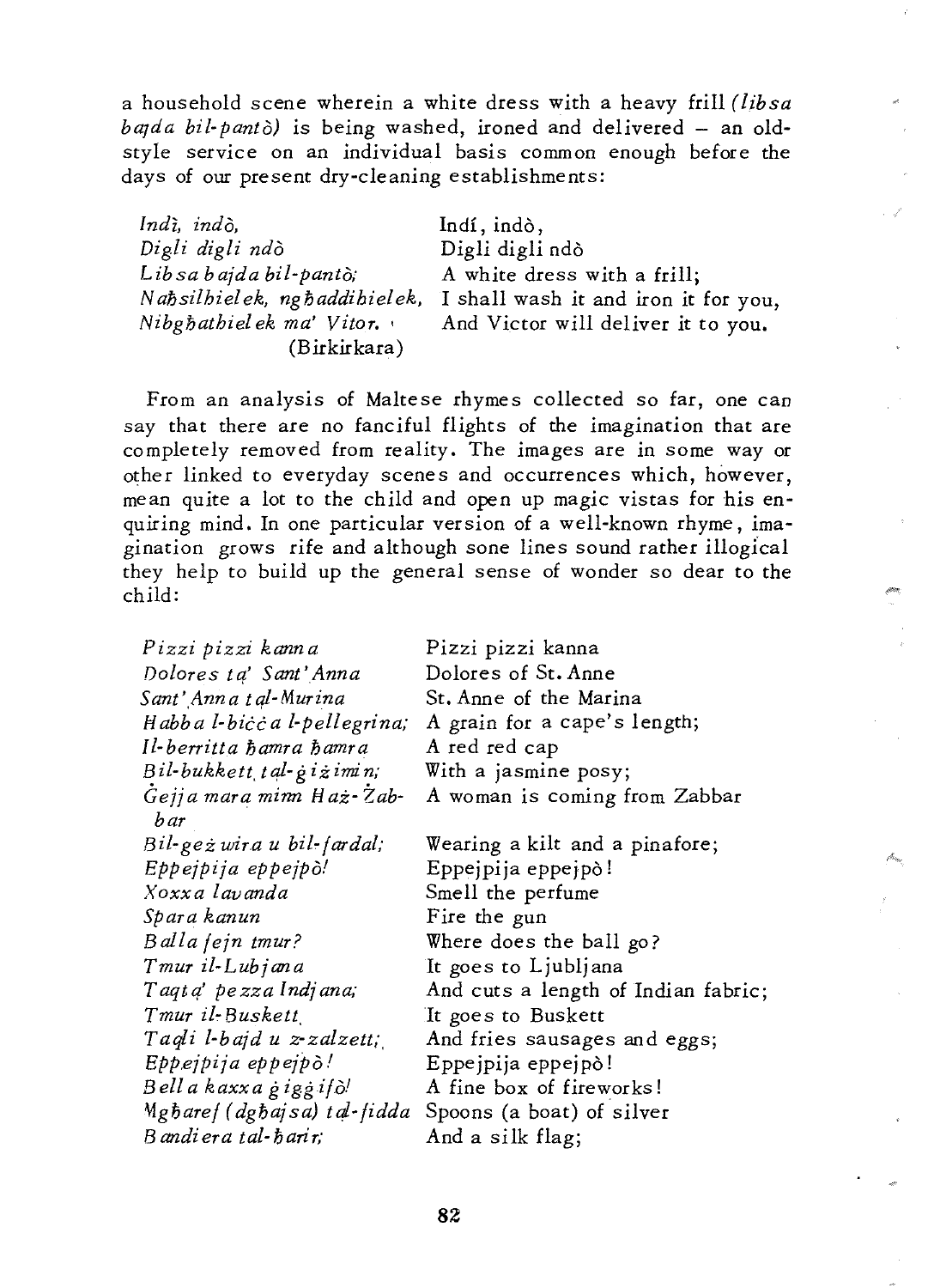a household scene wherein a white dress with a heavy frill *(libsa bajda bil-pantò)* is being washed, ironed and delivered – an old-style service on an individual basis common enough before the days of our present dry-cleaning establishments:

| | |
|---|---|
| *Indì, indò,* | Indí, indò, |
| *Digli digli ndò* | Digli digli ndò |
| *Libsa bajda bil-pantò;* | A white dress with a frill; |
| *Naħsilhielek, ngħaddihielek,* | I shall wash it and iron it for you, |
| *Nibgħathielek ma' Vitor.* | And Victor will deliver it to you. |
| (Birkirkara) | |

From an analysis of Maltese rhymes collected so far, one can say that there are no fanciful flights of the imagination that are completely removed from reality. The images are in some way or other linked to everyday scenes and occurrences which, however, mean quite a lot to the child and open up magic vistas for his enquiring mind. In one particular version of a well-known rhyme, imagination grows rife and although sone lines sound rather illogical they help to build up the general sense of wonder so dear to the child:

| | |
|---|---|
| *Pizzi pizzi kanna* | Pizzi pizzi kanna |
| *Dolores tq' Sant'Anna* | Dolores of St. Anne |
| *Sant'Anna tal-Murina* | St. Anne of the Marina |
| *Ħabba l-biċċa l-pellegrina;* | A grain for a cape's length; |
| *Il-berritta ħamra ħamra* | A red red cap |
| *Bil-bukkett tal-ġiżimin;* | With a jasmine posy; |
| *Ġejja mara minn Ħaż-Żabbar* | A woman is coming from Zabbar |
| *Bil-geżwira u bil-fardal;* | Wearing a kilt and a pinafore; |
| *Eppejpija eppejpò!* | Eppejpija eppejpò! |
| *Xoxxa lavanda* | Smell the perfume |
| *Spara kanun* | Fire the gun |
| *Balla fejn tmur?* | Where does the ball go? |
| *Tmur il-Lubjana* | It goes to Ljubljana |
| *Taqta' pezza Indjana;* | And cuts a length of Indian fabric; |
| *Tmur il-Buskett* | It goes to Buskett |
| *Taqli l-bajd u z-zalzett;* | And fries sausages and eggs; |
| *Eppejpija eppejpò!* | Eppejpija eppejpò! |
| *Bella kaxxa ġiġġifò!* | A fine box of fireworks! |
| *Mgħaref (dgħajsa) tal-fidda* | Spoons (a boat) of silver |
| *Bandiera tal-ħarir;* | And a silk flag; |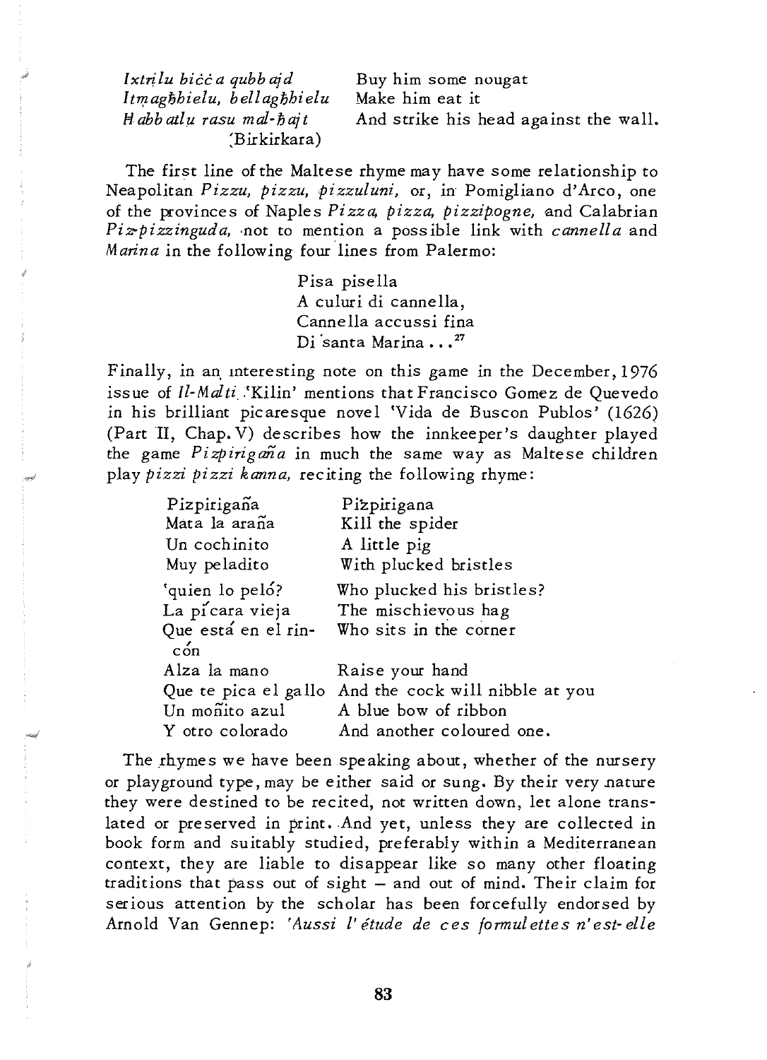| | |
|---|---|
| *Ixtrilu biċċa qubbajd* | Buy him some nougat |
| *Itmagħbielu, bellagħbielu* | Make him eat it |
| *Ħabbatlu rasu mal-ħajt* | And strike his head against the wall. |
| (Birkirkara) | |

The first line of the Maltese rhyme may have some relationship to Neapolitan *Pizzu, pizzu, pizzuluni*, or, in Pomigliano d'Arco, one of the provinces of Naples *Pizza, pizza, pizzipogne*, and Calabrian *Piz-pizzinguda*, not to mention a possible link with *cannella* and *Marina* in the following four lines from Palermo:

> Pisa pisella
> A culuri di cannella,
> Cannella accussi fina
> Di santa Marina . . .[27]

Finally, in an interesting note on this game in the December, 1976 issue of *Il-Malti* 'Kilin' mentions that Francisco Gomez de Quevedo in his brilliant picaresque novel 'Vida de Buscon Publos' (1626) (Part II, Chap. V) describes how the innkeeper's daughter played the game *Pizpirigaña* in much the same way as Maltese children play *pizzi pizzi kanna*, reciting the following rhyme:

| | |
|---|---|
| Pizpirigaña | Piżpirigana |
| Mata la araña | Kill the spider |
| Un cochinito | A little pig |
| Muy peladito | With plucked bristles |
| 'quien lo peló? | Who plucked his bristles? |
| La pícara vieja | The mischievous hag |
| Que está en el rincón | Who sits in the corner |
| Alza la mano | Raise your hand |
| Que te pica el gallo | And the cock will nibble at you |
| Un moñito azul | A blue bow of ribbon |
| Y otro colorado | And another coloured one. |

The rhymes we have been speaking about, whether of the nursery or playground type, may be either said or sung. By their very nature they were destined to be recited, not written down, let alone translated or preserved in print. And yet, unless they are collected in book form and suitably studied, preferably within a Mediterranean context, they are liable to disappear like so many other floating traditions that pass out of sight – and out of mind. Their claim for serious attention by the scholar has been forcefully endorsed by Arnold Van Gennep: *'Aussi l'étude de ces formulettes n'est-elle*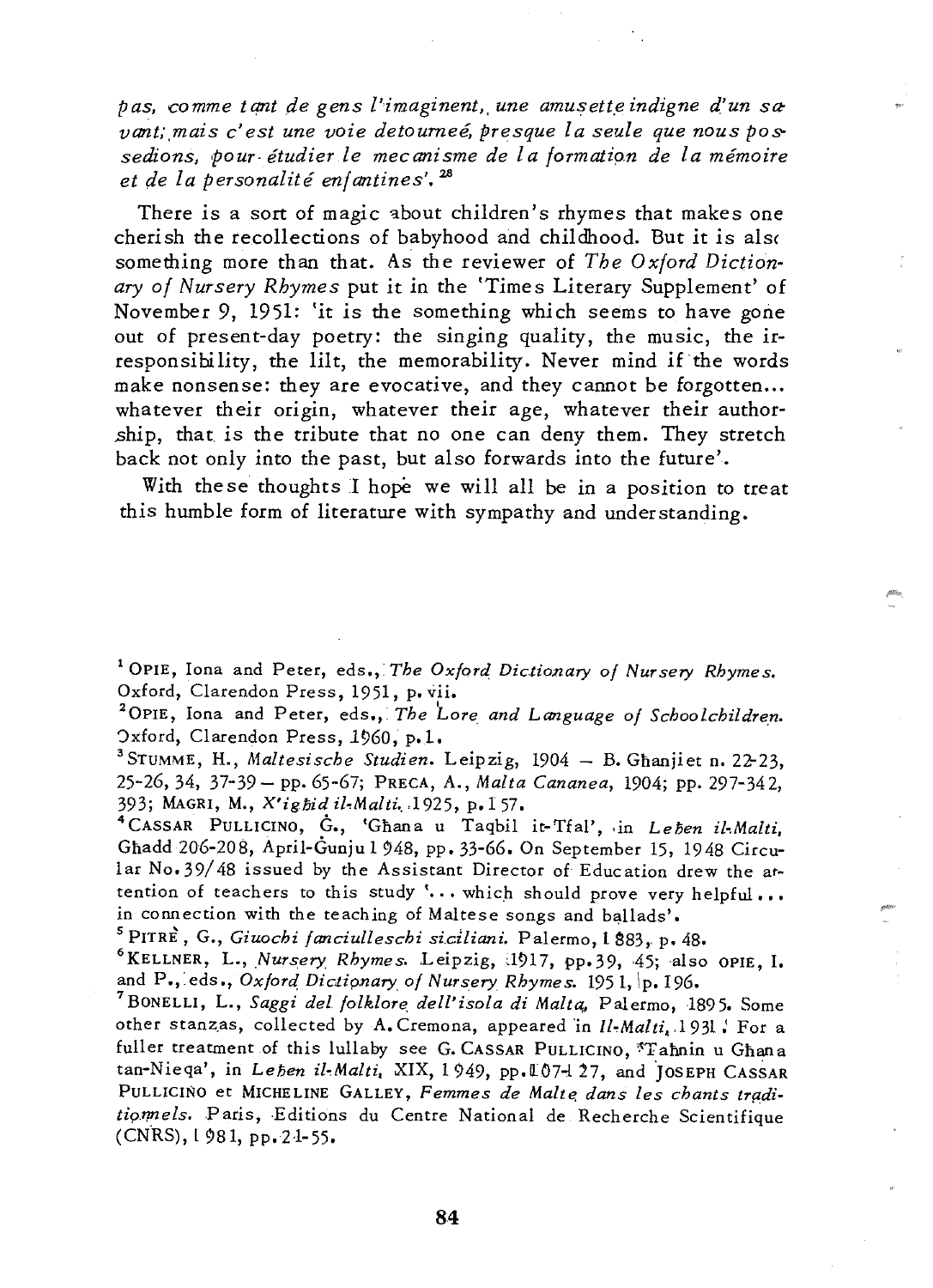*pas, comme tant de gens l'imaginent, une amusette indigne d'un savant; mais c'est une voie detourneé, presque la seule que nous possedions, pour étudier le mecanisme de la formation de la mémoire et de la personalité enfantines'.*[28]

There is a sort of magic about children's rhymes that makes one cherish the recollections of babyhood and childhood. But it is also something more than that. As the reviewer of *The Oxford Dictionary of Nursery Rhymes* put it in the 'Times Literary Supplement' of November 9, 1951: 'it is the something which seems to have gone out of present-day poetry: the singing quality, the music, the irresponsibility, the lilt, the memorability. Never mind if the words make nonsense: they are evocative, and they cannot be forgotten... whatever their origin, whatever their age, whatever their authorship, that is the tribute that no one can deny them. They stretch back not only into the past, but also forwards into the future'.

With these thoughts I hope we will all be in a position to treat this humble form of literature with sympathy and understanding.

---

[1] OPIE, Iona and Peter, eds., *The Oxford Dictionary of Nursery Rhymes.* Oxford, Clarendon Press, 1951, p. vii.

[2] OPIE, Iona and Peter, eds., *The Lore and Language of Schoolchildren.* Oxford, Clarendon Press, 1960, p. 1.

[3] STUMME, H., *Maltesische Studien.* Leipzig, 1904 – B. Għanjiet n. 22-23, 25-26, 34, 37-39 – pp. 65-67; PRECA, A., *Malta Cananea,* 1904; pp. 297-342, 393; MAGRI, M., *X'igħid il-Malti,* 1925, p. 157.

[4] CASSAR PULLICINO, Ġ., 'Għana u Taqbil it-Tfal', in *Leħen il-Malti,* Għadd 206-208, April-Ġunju 1948, pp. 33-66. On September 15, 1948 Circular No. 39/48 issued by the Assistant Director of Education drew the attention of teachers to this study '... which should prove very helpful ... in connection with the teaching of Maltese songs and ballads'.

[5] PITRÈ, G., *Giuochi fanciulleschi siciliani.* Palermo, 1883, p. 48.

[6] KELLNER, L., *Nursery Rhymes.* Leipzig, 1917, pp. 39, 45; also OPIE, I. and P., eds., *Oxford Dictionary of Nursery Rhymes.* 1951, p. 196.

[7] BONELLI, L., *Saggi del folklore dell'isola di Malta,* Palermo, 1895. Some other stanzas, collected by A. Cremona, appeared in *Il-Malti,* 1931. For a fuller treatment of this lullaby see G. CASSAR PULLICINO, 'Taħnin u Għana tan-Nieqa', in *Leħen il-Malti,* XIX, 1949, pp. 107-127, and JOSEPH CASSAR PULLICINO et MICHELINE GALLEY, *Femmes de Malte dans les chants traditionnels.* Paris, Editions du Centre National de Recherche Scientifique (CNRS), 1981, pp. 21-55.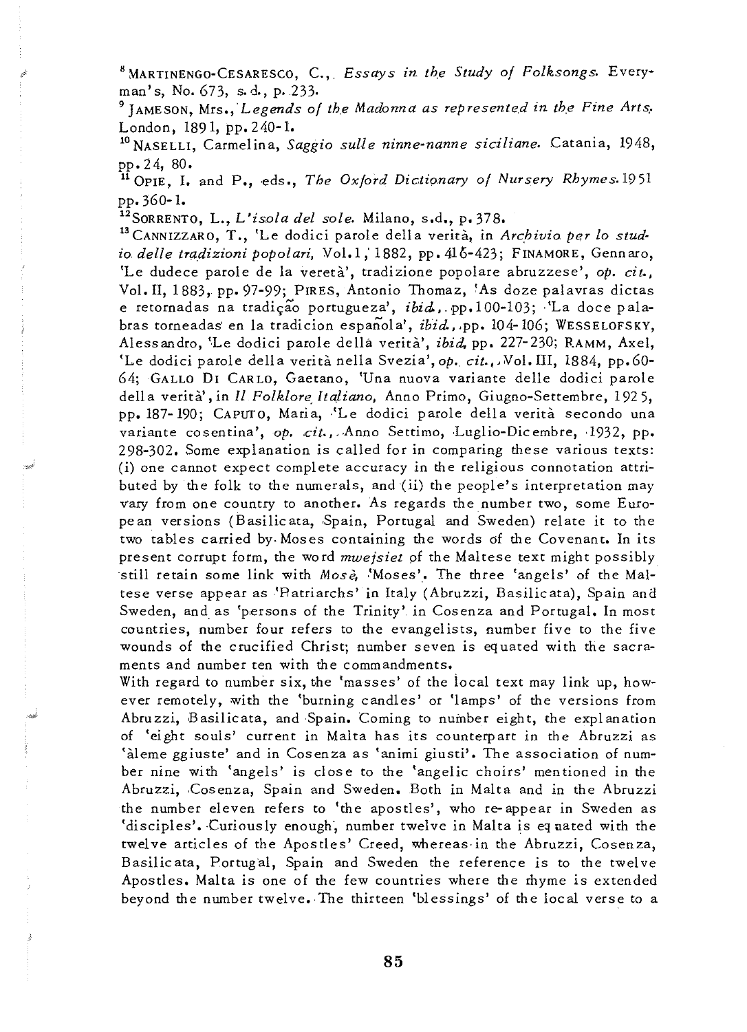[8] Martinengo-Cesaresco, C., *Essays in the Study of Folksongs*. Everyman's, No. 673, s.d., p. 233.

[9] Jameson, Mrs., *Legends of the Madonna as represented in the Fine Arts*. London, 1891, pp. 240-1.

[10] Naselli, Carmelina, *Saggio sulle ninne-nanne siciliane*. Catania, 1948, pp. 24, 80.

[11] Opie, I. and P., eds., *The Oxford Dictionary of Nursery Rhymes*. 1951 pp. 360-1.

[12] Sorrento, L., *L'isola del sole*. Milano, s.d., p. 378.

[13] Cannizzaro, T., 'Le dodici parole della verità, in *Archivio per lo studio delle tradizioni popolari*, Vol. I, 1882, pp. 416-423; Finamore, Gennaro, 'Le dudece parole de la veretà', tradizione popolare abruzzese', *op. cit.*, Vol. II, 1883, pp. 97-99; Pires, Antonio Thomaz, 'As doze palavras dictas e retornadas na tradição portugueza', *ibid.*, pp. 100-103; 'La doce palabras torneadas en la tradicion española', *ibid.*, pp. 104-106; Wesselofsky, Alessandro, 'Le dodici parole della verità', *ibid*, pp. 227-230; Ramm, Axel, 'Le dodici parole della verità nella Svezia', *op. cit.*, Vol. III, 1884, pp. 60-64; Gallo Di Carlo, Gaetano, 'Una nuova variante delle dodici parole della verità', in *Il Folklore Italiano*, Anno Primo, Giugno-Settembre, 1925, pp. 187-190; Caputo, Maria, 'Le dodici parole della verità secondo una variante cosentina', *op. cit.*, Anno Settimo, Luglio-Dicembre, 1932, pp. 298-302. Some explanation is called for in comparing these various texts: (i) one cannot expect complete accuracy in the religious connotation attributed by the folk to the numerals, and (ii) the people's interpretation may vary from one country to another. As regards the number two, some European versions (Basilicata, Spain, Portugal and Sweden) relate it to the two tables carried by Moses containing the words of the Covenant. In its present corrupt form, the word *mwejsiet* of the Maltese text might possibly still retain some link with *Mosè*, 'Moses'. The three 'angels' of the Maltese verse appear as 'Patriarchs' in Italy (Abruzzi, Basilicata), Spain and Sweden, and as 'persons of the Trinity' in Cosenza and Portugal. In most countries, number four refers to the evangelists, number five to the five wounds of the crucified Christ; number seven is equated with the sacraments and number ten with the commandments.

With regard to number six, the 'masses' of the local text may link up, however remotely, with the 'burning candles' or 'lamps' of the versions from Abruzzi, Basilicata, and Spain. Coming to number eight, the explanation of 'eight souls' current in Malta has its counterpart in the Abruzzi as 'àleme ggiuste' and in Cosenza as 'animi giusti'. The association of number nine with 'angels' is close to the 'angelic choirs' mentioned in the Abruzzi, Cosenza, Spain and Sweden. Both in Malta and in the Abruzzi the number eleven refers to 'the apostles', who re-appear in Sweden as 'disciples'. Curiously enough, number twelve in Malta is equated with the twelve articles of the Apostles' Creed, whereas in the Abruzzi, Cosenza, Basilicata, Portugal, Spain and Sweden the reference is to the twelve Apostles. Malta is one of the few countries where the rhyme is extended beyond the number twelve. The thirteen 'blessings' of the local verse to a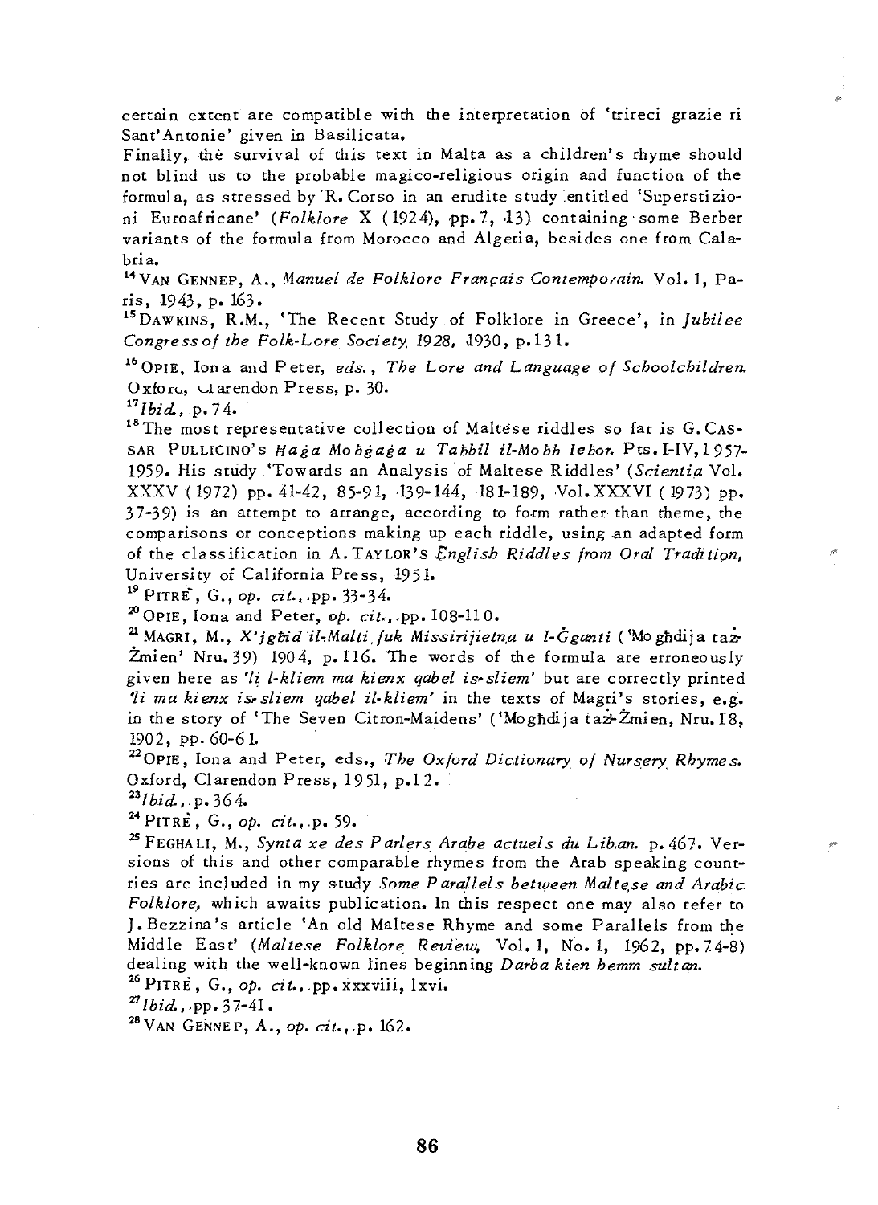certain extent are compatible with the interpretation of 'trireci grazie ri Sant'Antonie' given in Basilicata.

Finally, the survival of this text in Malta as a children's rhyme should not blind us to the probable magico-religious origin and function of the formula, as stressed by R. Corso in an erudite study entitled 'Superstizioni Euroafricane' (*Folklore* X (1924), pp. 7, 13) containing some Berber variants of the formula from Morocco and Algeria, besides one from Calabria.

[14] VAN GENNEP, A., *Manuel de Folklore Français Contemporain.* Vol. 1, Paris, 1943, p. 163.

[15] DAWKINS, R.M., 'The Recent Study of Folklore in Greece', in *Jubilee Congress of the Folk-Lore Society* 1928, 1930, p. 131.

[16] OPIE, Iona and Peter, *eds.*, *The Lore and Language of Schoolchildren.* Oxford, Clarendon Press, p. 30.

[17] *Ibid.*, p. 74.

[18] The most representative collection of Maltese riddles so far is G. CASSAR PULLICINO'S *Ħaġa Moħġaġa u Taħbil il-Moħħ Ieħor.* Pts. I-IV, 1957-1959. His study 'Towards an Analysis of Maltese Riddles' (*Scientia* Vol. XXXV (1972) pp. 41-42, 85-91, 139-144, 181-189, Vol. XXXVI (1973) pp. 37-39) is an attempt to arrange, according to form rather than theme, the comparisons or conceptions making up each riddle, using an adapted form of the classification in A. TAYLOR'S *English Riddles from Oral Tradition,* University of California Press, 1951.

[19] PITRÈ, G., *op. cit.*, pp. 33-34.

[20] OPIE, Iona and Peter, *op. cit.*, pp. 108-110.

[21] MAGRI, M., *X'jgħid il-Malti fuk Missirijietna u l-Ġganti* ('Mogħdija taż-Żmien' Nru. 39) 1904, p. 116. The words of the formula are erroneously given here as *'li l-kliem ma kienx qabel is-sliem'* but are correctly printed *'li ma kienx is-sliem qabel il-kliem'* in the texts of Magri's stories, e.g. in the story of 'The Seven Citron-Maidens' ('Mogħdija taż-Żmien, Nru. 18, 1902, pp. 60-61.

[22] OPIE, Iona and Peter, eds., *The Oxford Dictionary of Nursery Rhymes.* Oxford, Clarendon Press, 1951, p. 12.

[23] *Ibid.*, p. 364.

[24] PITRÈ, G., *op. cit.*, p. 59.

[25] FEGHALI, M., *Syntaxe des Parlers Arabe actuels du Liban.* p. 467. Versions of this and other comparable rhymes from the Arab speaking countries are included in my study *Some Parallels between Maltese and Arabic Folklore,* which awaits publication. In this respect one may also refer to J. Bezzina's article 'An old Maltese Rhyme and some Parallels from the Middle East' (*Maltese Folklore Review,* Vol. I, No. 1, 1962, pp. 74-8) dealing with the well-known lines beginning *Darba kien hemm sultan.*

[26] PITRÈ, G., *op. cit.*, pp. xxxviii, lxvi.

[27] *Ibid.*, pp. 37-41.

[28] VAN GENNEP, A., *op. cit.*, p. 162.